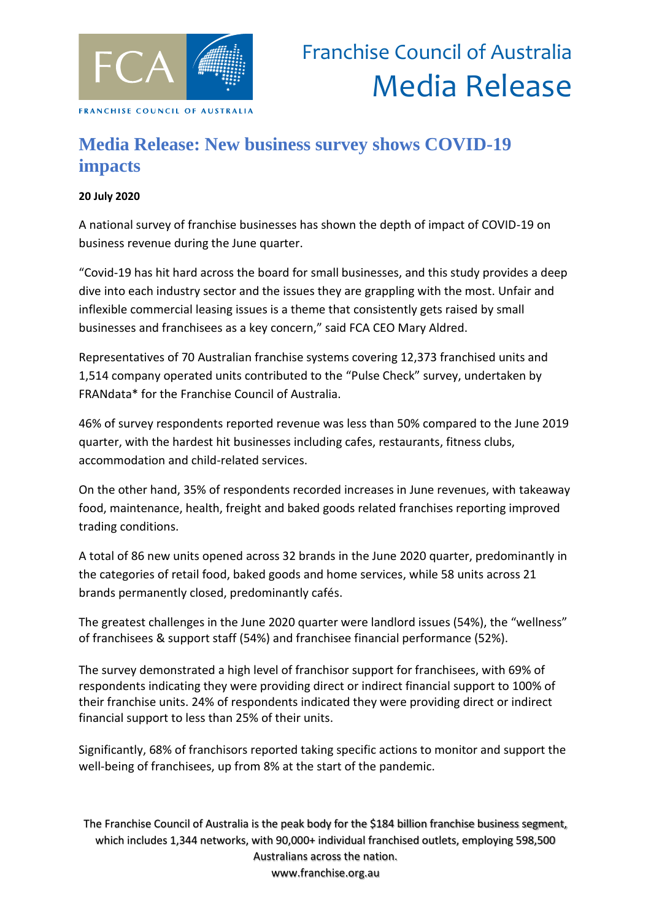Franchise Council of Australia
Media Release

# Media Release: New business survey shows COVID-19 impacts

**20 July 2020**

A national survey of franchise businesses has shown the depth of impact of COVID-19 on business revenue during the June quarter.

"Covid-19 has hit hard across the board for small businesses, and this study provides a deep dive into each industry sector and the issues they are grappling with the most. Unfair and inflexible commercial leasing issues is a theme that consistently gets raised by small businesses and franchisees as a key concern," said FCA CEO Mary Aldred.

Representatives of 70 Australian franchise systems covering 12,373 franchised units and 1,514 company operated units contributed to the "Pulse Check" survey, undertaken by FRANdata* for the Franchise Council of Australia.

46% of survey respondents reported revenue was less than 50% compared to the June 2019 quarter, with the hardest hit businesses including cafes, restaurants, fitness clubs, accommodation and child-related services.

On the other hand, 35% of respondents recorded increases in June revenues, with takeaway food, maintenance, health, freight and baked goods related franchises reporting improved trading conditions.

A total of 86 new units opened across 32 brands in the June 2020 quarter, predominantly in the categories of retail food, baked goods and home services, while 58 units across 21 brands permanently closed, predominantly cafés.

The greatest challenges in the June 2020 quarter were landlord issues (54%), the "wellness" of franchisees & support staff (54%) and franchisee financial performance (52%).

The survey demonstrated a high level of franchisor support for franchisees, with 69% of respondents indicating they were providing direct or indirect financial support to 100% of their franchise units. 24% of respondents indicated they were providing direct or indirect financial support to less than 25% of their units.

Significantly, 68% of franchisors reported taking specific actions to monitor and support the well-being of franchisees, up from 8% at the start of the pandemic.

The Franchise Council of Australia is the peak body for the $184 billion franchise business segment, which includes 1,344 networks, with 90,000+ individual franchised outlets, employing 598,500 Australians across the nation.
www.franchise.org.au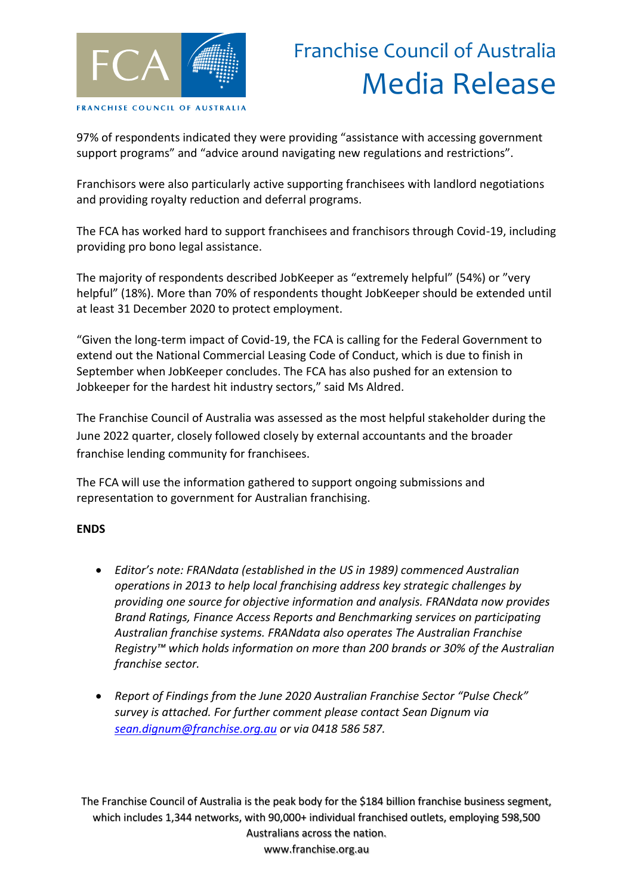97% of respondents indicated they were providing "assistance with accessing government support programs" and "advice around navigating new regulations and restrictions".

Franchisors were also particularly active supporting franchisees with landlord negotiations and providing royalty reduction and deferral programs.

The FCA has worked hard to support franchisees and franchisors through Covid-19, including providing pro bono legal assistance.

The majority of respondents described JobKeeper as "extremely helpful" (54%) or "very helpful" (18%). More than 70% of respondents thought JobKeeper should be extended until at least 31 December 2020 to protect employment.

"Given the long-term impact of Covid-19, the FCA is calling for the Federal Government to extend out the National Commercial Leasing Code of Conduct, which is due to finish in September when JobKeeper concludes. The FCA has also pushed for an extension to Jobkeeper for the hardest hit industry sectors," said Ms Aldred.

The Franchise Council of Australia was assessed as the most helpful stakeholder during the June 2022 quarter, closely followed closely by external accountants and the broader franchise lending community for franchisees.

The FCA will use the information gathered to support ongoing submissions and representation to government for Australian franchising.

**ENDS**

- *Editor's note: FRANdata (established in the US in 1989) commenced Australian operations in 2013 to help local franchising address key strategic challenges by providing one source for objective information and analysis. FRANdata now provides Brand Ratings, Finance Access Reports and Benchmarking services on participating Australian franchise systems. FRANdata also operates The Australian Franchise Registry™ which holds information on more than 200 brands or 30% of the Australian franchise sector.*

- *Report of Findings from the June 2020 Australian Franchise Sector "Pulse Check" survey is attached. For further comment please contact Sean Dignum via [sean.dignum@franchise.org.au](mailto:sean.dignum@franchise.org.au) or via 0418 586 587.*

The Franchise Council of Australia is the peak body for the $184 billion franchise business segment, which includes 1,344 networks, with 90,000+ individual franchised outlets, employing 598,500 Australians across the nation.
www.franchise.org.au